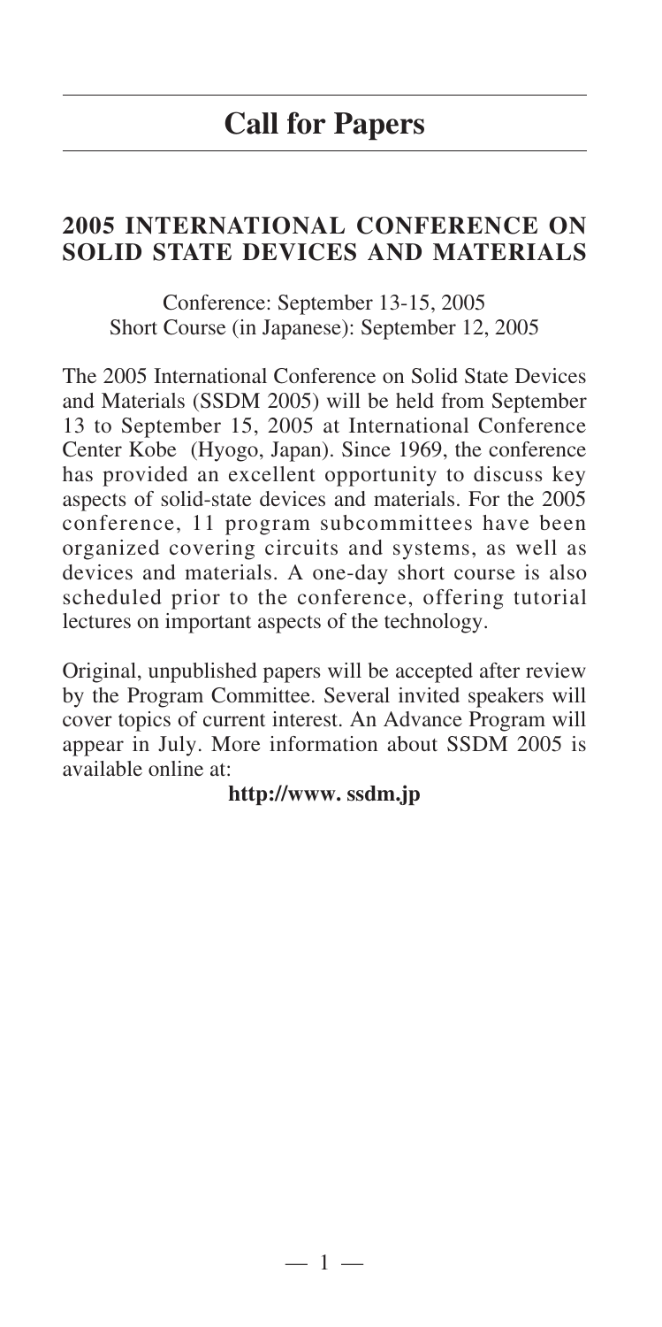# Call for Papers

## 2005 INTERNATIONAL CONFERENCE ON SOLID STATE DEVICES AND MATERIALS

Conference: September 13-15, 2005
Short Course (in Japanese): September 12, 2005

The 2005 International Conference on Solid State Devices and Materials (SSDM 2005) will be held from September 13 to September 15, 2005 at International Conference Center Kobe (Hyogo, Japan). Since 1969, the conference has provided an excellent opportunity to discuss key aspects of solid-state devices and materials. For the 2005 conference, 11 program subcommittees have been organized covering circuits and systems, as well as devices and materials. A one-day short course is also scheduled prior to the conference, offering tutorial lectures on important aspects of the technology.

Original, unpublished papers will be accepted after review by the Program Committee. Several invited speakers will cover topics of current interest. An Advance Program will appear in July. More information about SSDM 2005 is available online at:

**http://www. ssdm.jp**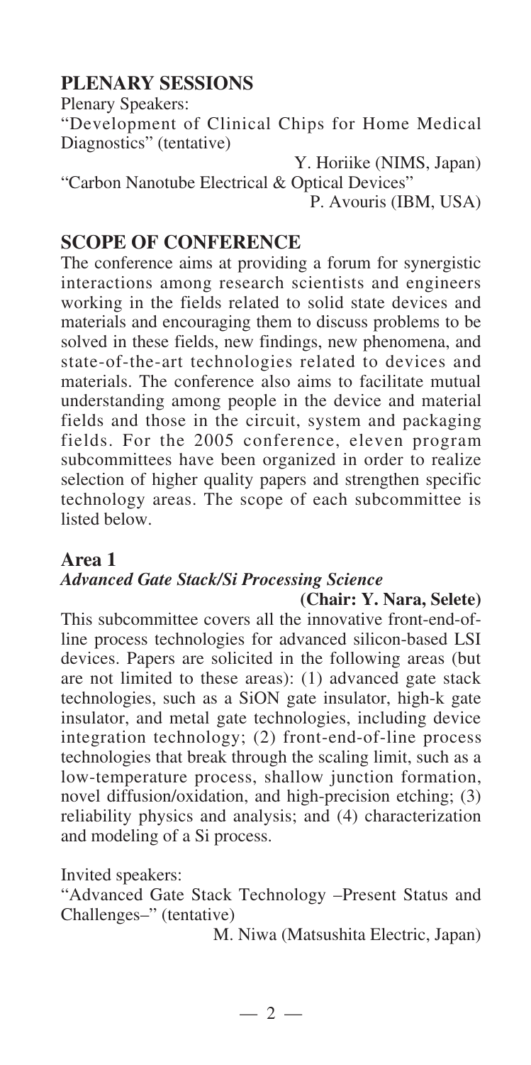## PLENARY SESSIONS

Plenary Speakers:

"Development of Clinical Chips for Home Medical Diagnostics" (tentative)

Y. Horiike (NIMS, Japan)

"Carbon Nanotube Electrical & Optical Devices"

P. Avouris (IBM, USA)

## SCOPE OF CONFERENCE

The conference aims at providing a forum for synergistic interactions among research scientists and engineers working in the fields related to solid state devices and materials and encouraging them to discuss problems to be solved in these fields, new findings, new phenomena, and state-of-the-art technologies related to devices and materials. The conference also aims to facilitate mutual understanding among people in the device and material fields and those in the circuit, system and packaging fields. For the 2005 conference, eleven program subcommittees have been organized in order to realize selection of higher quality papers and strengthen specific technology areas. The scope of each subcommittee is listed below.

### Area 1

***Advanced Gate Stack/Si Processing Science***

**(Chair: Y. Nara, Selete)**

This subcommittee covers all the innovative front-end-of-line process technologies for advanced silicon-based LSI devices. Papers are solicited in the following areas (but are not limited to these areas): (1) advanced gate stack technologies, such as a SiON gate insulator, high-k gate insulator, and metal gate technologies, including device integration technology; (2) front-end-of-line process technologies that break through the scaling limit, such as a low-temperature process, shallow junction formation, novel diffusion/oxidation, and high-precision etching; (3) reliability physics and analysis; and (4) characterization and modeling of a Si process.

Invited speakers:

"Advanced Gate Stack Technology –Present Status and Challenges–" (tentative)

M. Niwa (Matsushita Electric, Japan)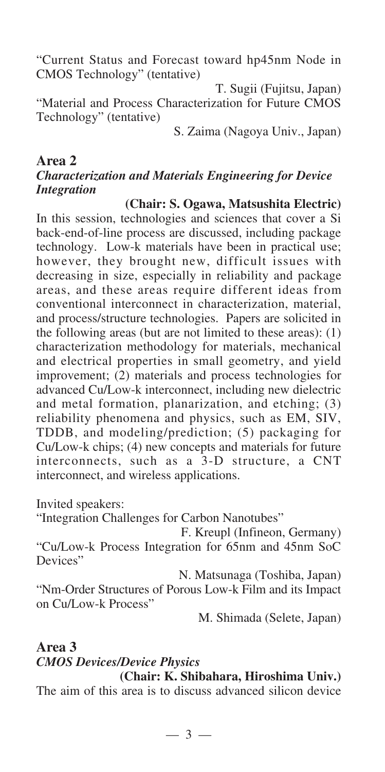"Current Status and Forecast toward hp45nm Node in CMOS Technology" (tentative)

T. Sugii (Fujitsu, Japan)

"Material and Process Characterization for Future CMOS Technology" (tentative)

S. Zaima (Nagoya Univ., Japan)

## Area 2

### *Characterization and Materials Engineering for Device Integration*

**(Chair: S. Ogawa, Matsushita Electric)**

In this session, technologies and sciences that cover a Si back-end-of-line process are discussed, including package technology. Low-k materials have been in practical use; however, they brought new, difficult issues with decreasing in size, especially in reliability and package areas, and these areas require different ideas from conventional interconnect in characterization, material, and process/structure technologies. Papers are solicited in the following areas (but are not limited to these areas): (1) characterization methodology for materials, mechanical and electrical properties in small geometry, and yield improvement; (2) materials and process technologies for advanced Cu/Low-k interconnect, including new dielectric and metal formation, planarization, and etching; (3) reliability phenomena and physics, such as EM, SIV, TDDB, and modeling/prediction; (5) packaging for Cu/Low-k chips; (4) new concepts and materials for future interconnects, such as a 3-D structure, a CNT interconnect, and wireless applications.

Invited speakers:

"Integration Challenges for Carbon Nanotubes"

F. Kreupl (Infineon, Germany)

"Cu/Low-k Process Integration for 65nm and 45nm SoC Devices"

N. Matsunaga (Toshiba, Japan)

"Nm-Order Structures of Porous Low-k Film and its Impact on Cu/Low-k Process"

M. Shimada (Selete, Japan)

## Area 3

### *CMOS Devices/Device Physics*

**(Chair: K. Shibahara, Hiroshima Univ.)**

The aim of this area is to discuss advanced silicon device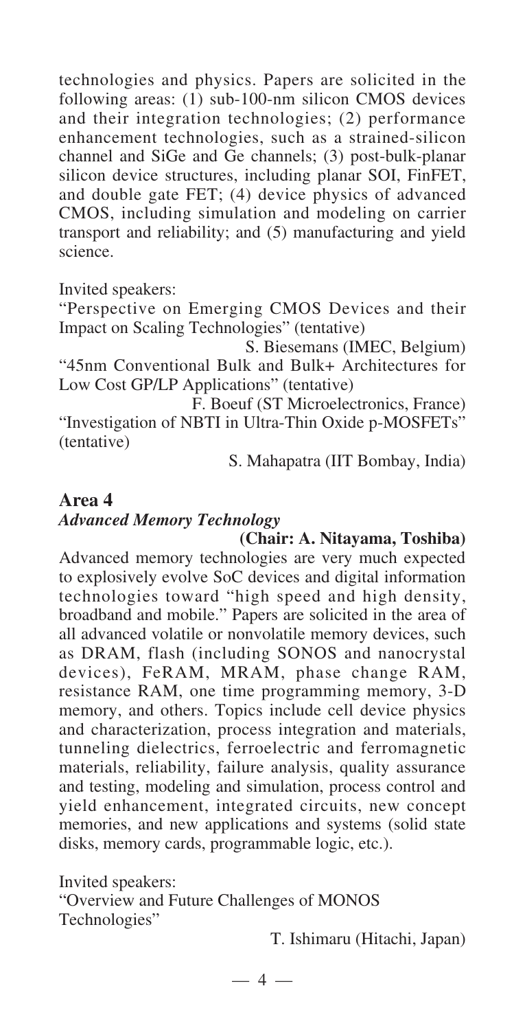technologies and physics. Papers are solicited in the following areas: (1) sub-100-nm silicon CMOS devices and their integration technologies; (2) performance enhancement technologies, such as a strained-silicon channel and SiGe and Ge channels; (3) post-bulk-planar silicon device structures, including planar SOI, FinFET, and double gate FET; (4) device physics of advanced CMOS, including simulation and modeling on carrier transport and reliability; and (5) manufacturing and yield science.

Invited speakers:

"Perspective on Emerging CMOS Devices and their Impact on Scaling Technologies" (tentative)
S. Biesemans (IMEC, Belgium)

"45nm Conventional Bulk and Bulk+ Architectures for Low Cost GP/LP Applications" (tentative)
F. Boeuf (ST Microelectronics, France)

"Investigation of NBTI in Ultra-Thin Oxide p-MOSFETs" (tentative)
S. Mahapatra (IIT Bombay, India)

## Area 4

***Advanced Memory Technology***

**(Chair: A. Nitayama, Toshiba)**

Advanced memory technologies are very much expected to explosively evolve SoC devices and digital information technologies toward "high speed and high density, broadband and mobile." Papers are solicited in the area of all advanced volatile or nonvolatile memory devices, such as DRAM, flash (including SONOS and nanocrystal devices), FeRAM, MRAM, phase change RAM, resistance RAM, one time programming memory, 3-D memory, and others. Topics include cell device physics and characterization, process integration and materials, tunneling dielectrics, ferroelectric and ferromagnetic materials, reliability, failure analysis, quality assurance and testing, modeling and simulation, process control and yield enhancement, integrated circuits, new concept memories, and new applications and systems (solid state disks, memory cards, programmable logic, etc.).

Invited speakers:

"Overview and Future Challenges of MONOS Technologies"
T. Ishimaru (Hitachi, Japan)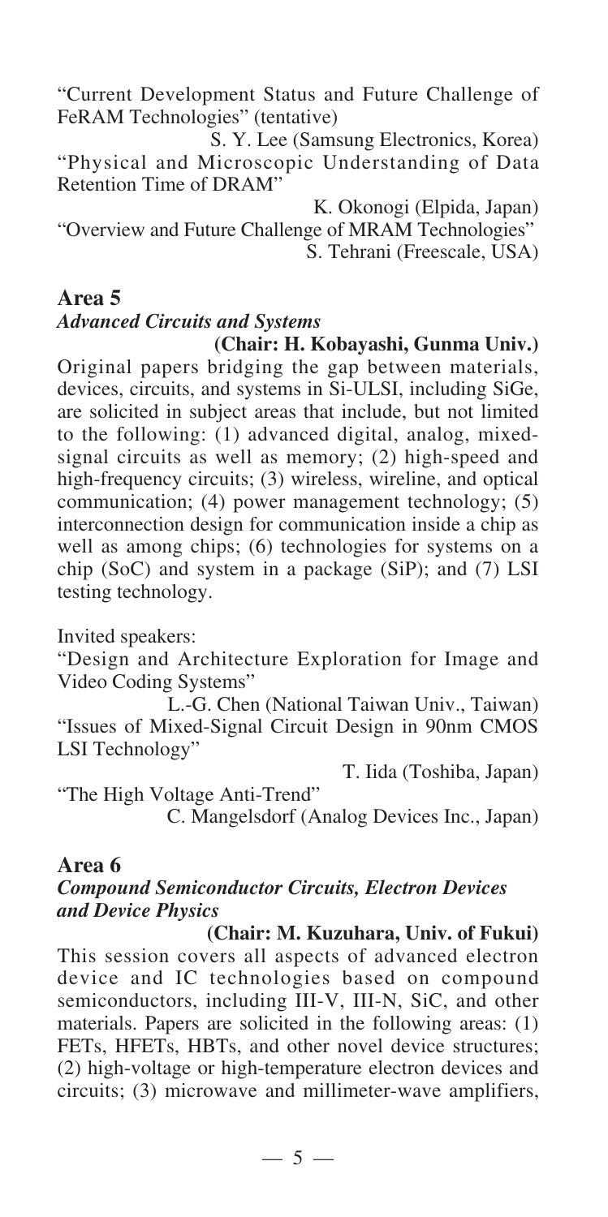"Current Development Status and Future Challenge of FeRAM Technologies" (tentative)

S. Y. Lee (Samsung Electronics, Korea)

"Physical and Microscopic Understanding of Data Retention Time of DRAM"

K. Okonogi (Elpida, Japan)

"Overview and Future Challenge of MRAM Technologies"

S. Tehrani (Freescale, USA)

## Area 5

### *Advanced Circuits and Systems*

**(Chair: H. Kobayashi, Gunma Univ.)**

Original papers bridging the gap between materials, devices, circuits, and systems in Si-ULSI, including SiGe, are solicited in subject areas that include, but not limited to the following: (1) advanced digital, analog, mixed-signal circuits as well as memory; (2) high-speed and high-frequency circuits; (3) wireless, wireline, and optical communication; (4) power management technology; (5) interconnection design for communication inside a chip as well as among chips; (6) technologies for systems on a chip (SoC) and system in a package (SiP); and (7) LSI testing technology.

Invited speakers:

"Design and Architecture Exploration for Image and Video Coding Systems"

L.-G. Chen (National Taiwan Univ., Taiwan)

"Issues of Mixed-Signal Circuit Design in 90nm CMOS LSI Technology"

T. Iida (Toshiba, Japan)

"The High Voltage Anti-Trend"

C. Mangelsdorf (Analog Devices Inc., Japan)

## Area 6

### *Compound Semiconductor Circuits, Electron Devices and Device Physics*

**(Chair: M. Kuzuhara, Univ. of Fukui)**

This session covers all aspects of advanced electron device and IC technologies based on compound semiconductors, including III-V, III-N, SiC, and other materials. Papers are solicited in the following areas: (1) FETs, HFETs, HBTs, and other novel device structures; (2) high-voltage or high-temperature electron devices and circuits; (3) microwave and millimeter-wave amplifiers,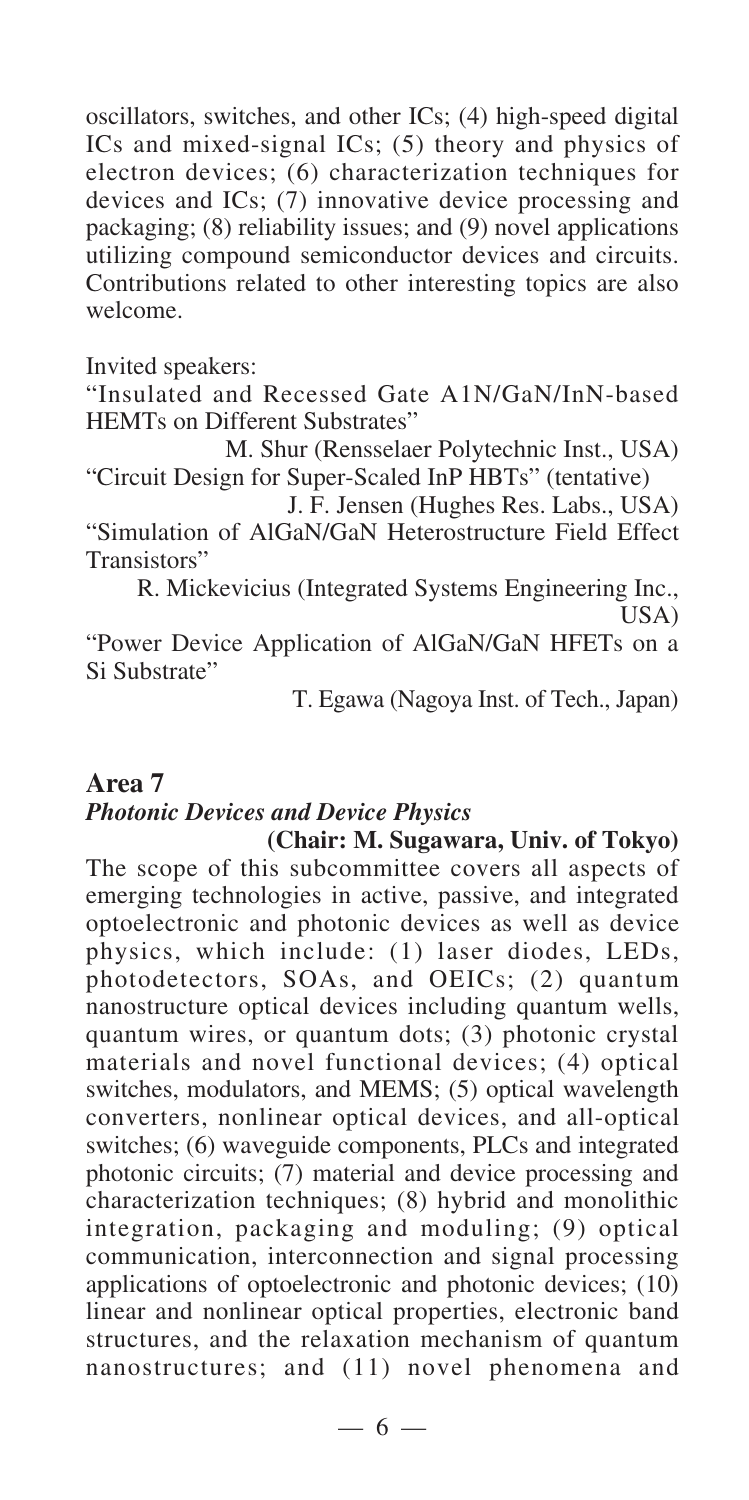oscillators, switches, and other ICs; (4) high-speed digital ICs and mixed-signal ICs; (5) theory and physics of electron devices; (6) characterization techniques for devices and ICs; (7) innovative device processing and packaging; (8) reliability issues; and (9) novel applications utilizing compound semiconductor devices and circuits. Contributions related to other interesting topics are also welcome.

Invited speakers:

"Insulated and Recessed Gate A1N/GaN/InN-based HEMTs on Different Substrates"

M. Shur (Rensselaer Polytechnic Inst., USA)

"Circuit Design for Super-Scaled InP HBTs" (tentative)

J. F. Jensen (Hughes Res. Labs., USA)

"Simulation of AlGaN/GaN Heterostructure Field Effect Transistors"

R. Mickevicius (Integrated Systems Engineering Inc., USA)

"Power Device Application of AlGaN/GaN HFETs on a Si Substrate"

T. Egawa (Nagoya Inst. of Tech., Japan)

## Area 7

### *Photonic Devices and Device Physics*

**(Chair: M. Sugawara, Univ. of Tokyo)**

The scope of this subcommittee covers all aspects of emerging technologies in active, passive, and integrated optoelectronic and photonic devices as well as device physics, which include: (1) laser diodes, LEDs, photodetectors, SOAs, and OEICs; (2) quantum nanostructure optical devices including quantum wells, quantum wires, or quantum dots; (3) photonic crystal materials and novel functional devices; (4) optical switches, modulators, and MEMS; (5) optical wavelength converters, nonlinear optical devices, and all-optical switches; (6) waveguide components, PLCs and integrated photonic circuits; (7) material and device processing and characterization techniques; (8) hybrid and monolithic integration, packaging and moduling; (9) optical communication, interconnection and signal processing applications of optoelectronic and photonic devices; (10) linear and nonlinear optical properties, electronic band structures, and the relaxation mechanism of quantum nanostructures; and (11) novel phenomena and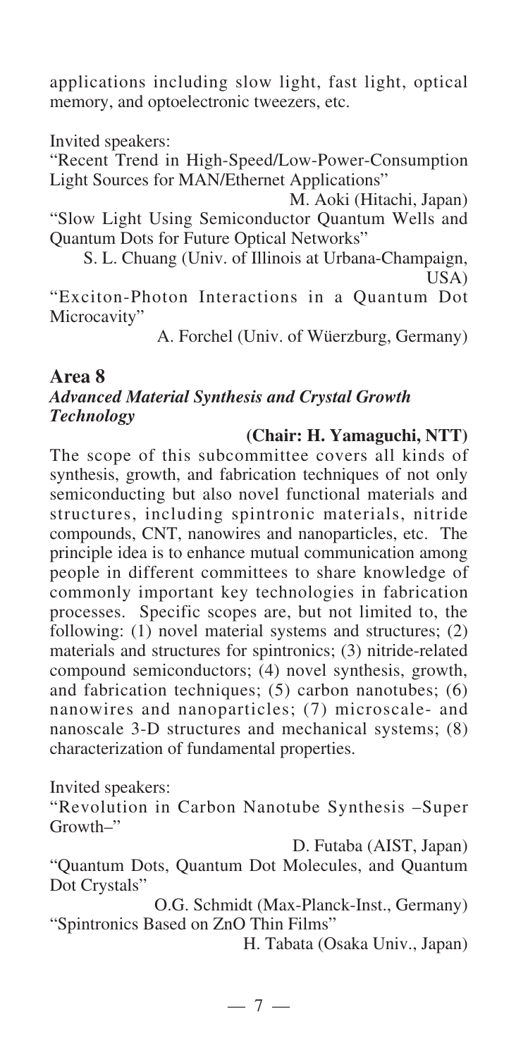applications including slow light, fast light, optical memory, and optoelectronic tweezers, etc.

Invited speakers:

"Recent Trend in High-Speed/Low-Power-Consumption Light Sources for MAN/Ethernet Applications"

M. Aoki (Hitachi, Japan)

"Slow Light Using Semiconductor Quantum Wells and Quantum Dots for Future Optical Networks"

S. L. Chuang (Univ. of Illinois at Urbana-Champaign, USA)

"Exciton-Photon Interactions in a Quantum Dot Microcavity"

A. Forchel (Univ. of Wüerzburg, Germany)

## Area 8

### *Advanced Material Synthesis and Crystal Growth Technology*

**(Chair: H. Yamaguchi, NTT)**

The scope of this subcommittee covers all kinds of synthesis, growth, and fabrication techniques of not only semiconducting but also novel functional materials and structures, including spintronic materials, nitride compounds, CNT, nanowires and nanoparticles, etc. The principle idea is to enhance mutual communication among people in different committees to share knowledge of commonly important key technologies in fabrication processes. Specific scopes are, but not limited to, the following: (1) novel material systems and structures; (2) materials and structures for spintronics; (3) nitride-related compound semiconductors; (4) novel synthesis, growth, and fabrication techniques; (5) carbon nanotubes; (6) nanowires and nanoparticles; (7) microscale- and nanoscale 3-D structures and mechanical systems; (8) characterization of fundamental properties.

Invited speakers:

"Revolution in Carbon Nanotube Synthesis –Super Growth–"

D. Futaba (AIST, Japan)

"Quantum Dots, Quantum Dot Molecules, and Quantum Dot Crystals"

O.G. Schmidt (Max-Planck-Inst., Germany)

"Spintronics Based on ZnO Thin Films"

H. Tabata (Osaka Univ., Japan)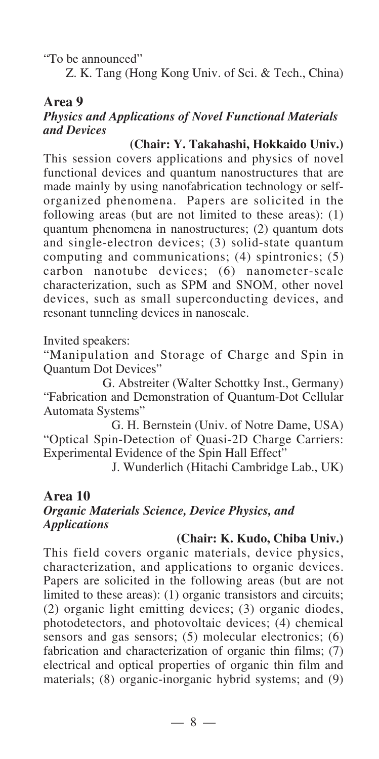"To be announced"

Z. K. Tang (Hong Kong Univ. of Sci. & Tech., China)

## Area 9

### *Physics and Applications of Novel Functional Materials and Devices*

**(Chair: Y. Takahashi, Hokkaido Univ.)**

This session covers applications and physics of novel functional devices and quantum nanostructures that are made mainly by using nanofabrication technology or self-organized phenomena. Papers are solicited in the following areas (but are not limited to these areas): (1) quantum phenomena in nanostructures; (2) quantum dots and single-electron devices; (3) solid-state quantum computing and communications; (4) spintronics; (5) carbon nanotube devices; (6) nanometer-scale characterization, such as SPM and SNOM, other novel devices, such as small superconducting devices, and resonant tunneling devices in nanoscale.

Invited speakers:

"Manipulation and Storage of Charge and Spin in Quantum Dot Devices"

G. Abstreiter (Walter Schottky Inst., Germany)

"Fabrication and Demonstration of Quantum-Dot Cellular Automata Systems"

G. H. Bernstein (Univ. of Notre Dame, USA)

"Optical Spin-Detection of Quasi-2D Charge Carriers: Experimental Evidence of the Spin Hall Effect"

J. Wunderlich (Hitachi Cambridge Lab., UK)

## Area 10

### *Organic Materials Science, Device Physics, and Applications*

**(Chair: K. Kudo, Chiba Univ.)**

This field covers organic materials, device physics, characterization, and applications to organic devices. Papers are solicited in the following areas (but are not limited to these areas): (1) organic transistors and circuits; (2) organic light emitting devices; (3) organic diodes, photodetectors, and photovoltaic devices; (4) chemical sensors and gas sensors; (5) molecular electronics; (6) fabrication and characterization of organic thin films; (7) electrical and optical properties of organic thin film and materials; (8) organic-inorganic hybrid systems; and (9)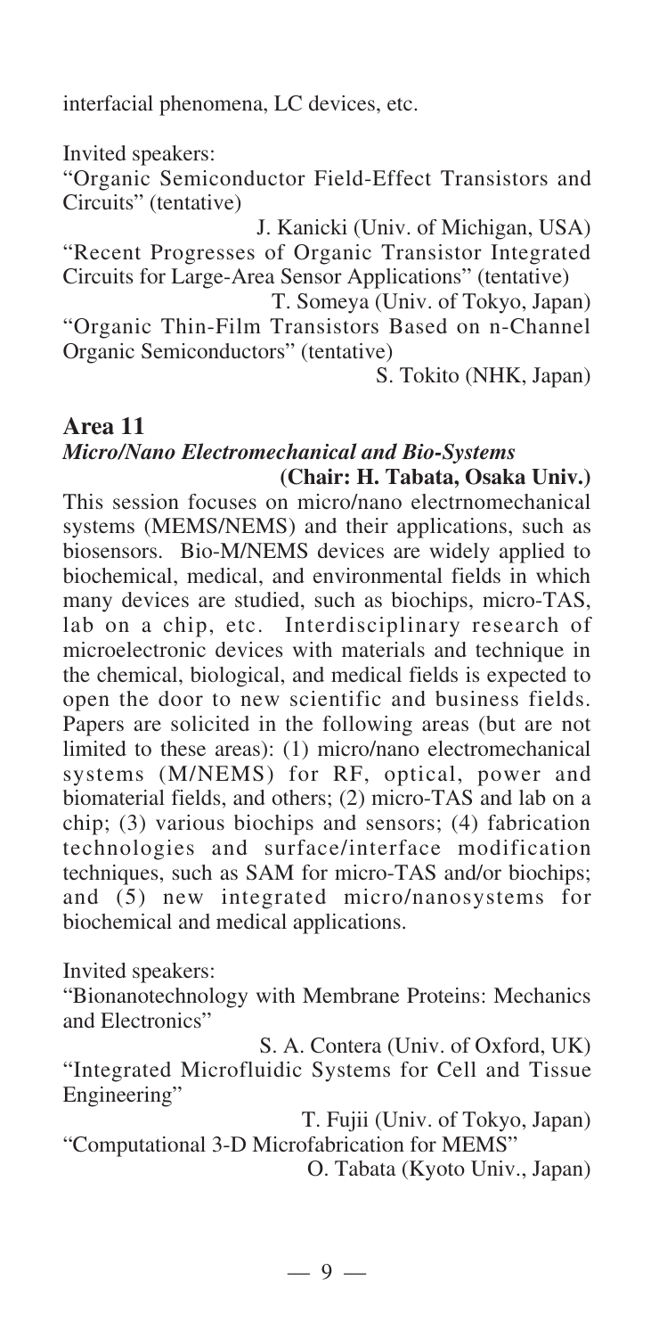interfacial phenomena, LC devices, etc.

Invited speakers:

"Organic Semiconductor Field-Effect Transistors and Circuits" (tentative)

J. Kanicki (Univ. of Michigan, USA)

"Recent Progresses of Organic Transistor Integrated Circuits for Large-Area Sensor Applications" (tentative)

T. Someya (Univ. of Tokyo, Japan)

"Organic Thin-Film Transistors Based on n-Channel Organic Semiconductors" (tentative)

S. Tokito (NHK, Japan)

## Area 11

### *Micro/Nano Electromechanical and Bio-Systems*

**(Chair: H. Tabata, Osaka Univ.)**

This session focuses on micro/nano electrnomechanical systems (MEMS/NEMS) and their applications, such as biosensors. Bio-M/NEMS devices are widely applied to biochemical, medical, and environmental fields in which many devices are studied, such as biochips, micro-TAS, lab on a chip, etc. Interdisciplinary research of microelectronic devices with materials and technique in the chemical, biological, and medical fields is expected to open the door to new scientific and business fields. Papers are solicited in the following areas (but are not limited to these areas): (1) micro/nano electromechanical systems (M/NEMS) for RF, optical, power and biomaterial fields, and others; (2) micro-TAS and lab on a chip; (3) various biochips and sensors; (4) fabrication technologies and surface/interface modification techniques, such as SAM for micro-TAS and/or biochips; and (5) new integrated micro/nanosystems for biochemical and medical applications.

Invited speakers:

"Bionanotechnology with Membrane Proteins: Mechanics and Electronics"

S. A. Contera (Univ. of Oxford, UK)

"Integrated Microfluidic Systems for Cell and Tissue Engineering"

T. Fujii (Univ. of Tokyo, Japan)

"Computational 3-D Microfabrication for MEMS"

O. Tabata (Kyoto Univ., Japan)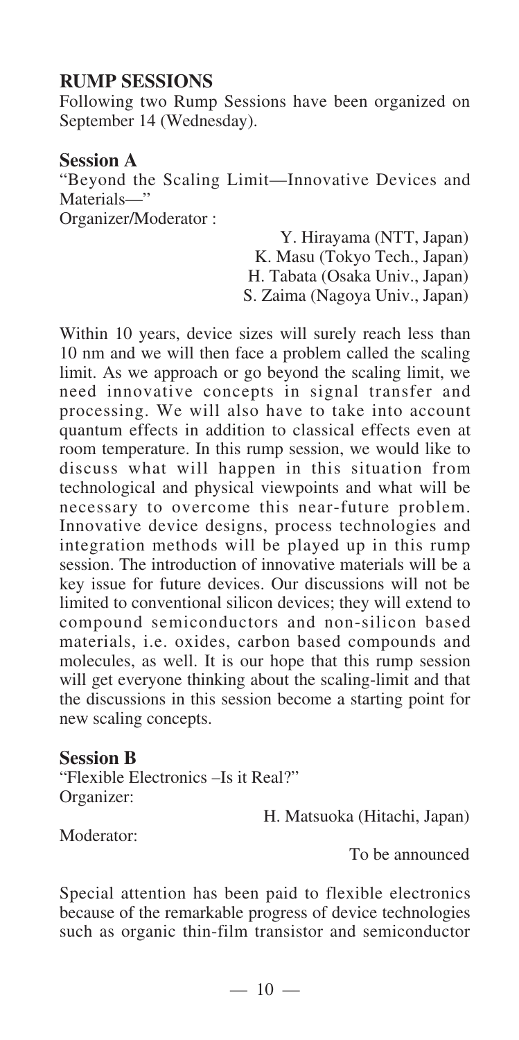## RUMP SESSIONS

Following two Rump Sessions have been organized on September 14 (Wednesday).

### Session A

"Beyond the Scaling Limit—Innovative Devices and Materials—"

Organizer/Moderator :

Y. Hirayama (NTT, Japan)
K. Masu (Tokyo Tech., Japan)
H. Tabata (Osaka Univ., Japan)
S. Zaima (Nagoya Univ., Japan)

Within 10 years, device sizes will surely reach less than 10 nm and we will then face a problem called the scaling limit. As we approach or go beyond the scaling limit, we need innovative concepts in signal transfer and processing. We will also have to take into account quantum effects in addition to classical effects even at room temperature. In this rump session, we would like to discuss what will happen in this situation from technological and physical viewpoints and what will be necessary to overcome this near-future problem. Innovative device designs, process technologies and integration methods will be played up in this rump session. The introduction of innovative materials will be a key issue for future devices. Our discussions will not be limited to conventional silicon devices; they will extend to compound semiconductors and non-silicon based materials, i.e. oxides, carbon based compounds and molecules, as well. It is our hope that this rump session will get everyone thinking about the scaling-limit and that the discussions in this session become a starting point for new scaling concepts.

### Session B

"Flexible Electronics –Is it Real?"

Organizer:

H. Matsuoka (Hitachi, Japan)

Moderator:

To be announced

Special attention has been paid to flexible electronics because of the remarkable progress of device technologies such as organic thin-film transistor and semiconductor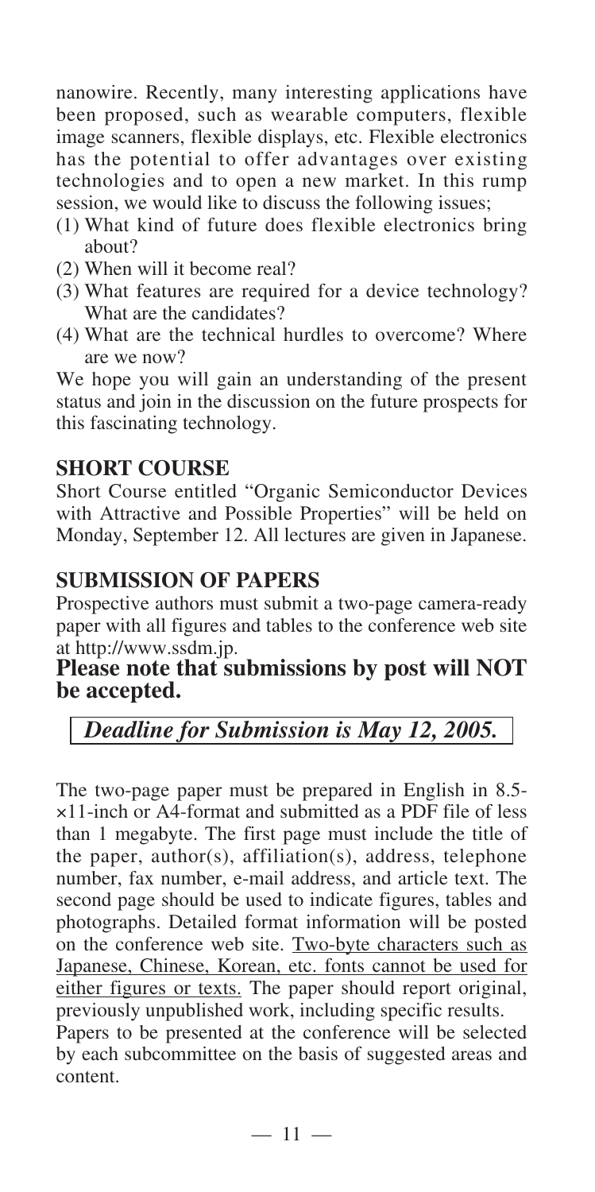nanowire. Recently, many interesting applications have been proposed, such as wearable computers, flexible image scanners, flexible displays, etc. Flexible electronics has the potential to offer advantages over existing technologies and to open a new market. In this rump session, we would like to discuss the following issues;

(1) What kind of future does flexible electronics bring about?
(2) When will it become real?
(3) What features are required for a device technology? What are the candidates?
(4) What are the technical hurdles to overcome? Where are we now?

We hope you will gain an understanding of the present status and join in the discussion on the future prospects for this fascinating technology.

## SHORT COURSE

Short Course entitled "Organic Semiconductor Devices with Attractive and Possible Properties" will be held on Monday, September 12. All lectures are given in Japanese.

## SUBMISSION OF PAPERS

Prospective authors must submit a two-page camera-ready paper with all figures and tables to the conference web site at http://www.ssdm.jp.

**Please note that submissions by post will NOT be accepted.**

***Deadline for Submission is May 12, 2005.***

The two-page paper must be prepared in English in 8.5-×11-inch or A4-format and submitted as a PDF file of less than 1 megabyte. The first page must include the title of the paper, author(s), affiliation(s), address, telephone number, fax number, e-mail address, and article text. The second page should be used to indicate figures, tables and photographs. Detailed format information will be posted on the conference web site. <u>Two-byte characters such as Japanese, Chinese, Korean, etc. fonts cannot be used for either figures or texts.</u> The paper should report original, previously unpublished work, including specific results.

Papers to be presented at the conference will be selected by each subcommittee on the basis of suggested areas and content.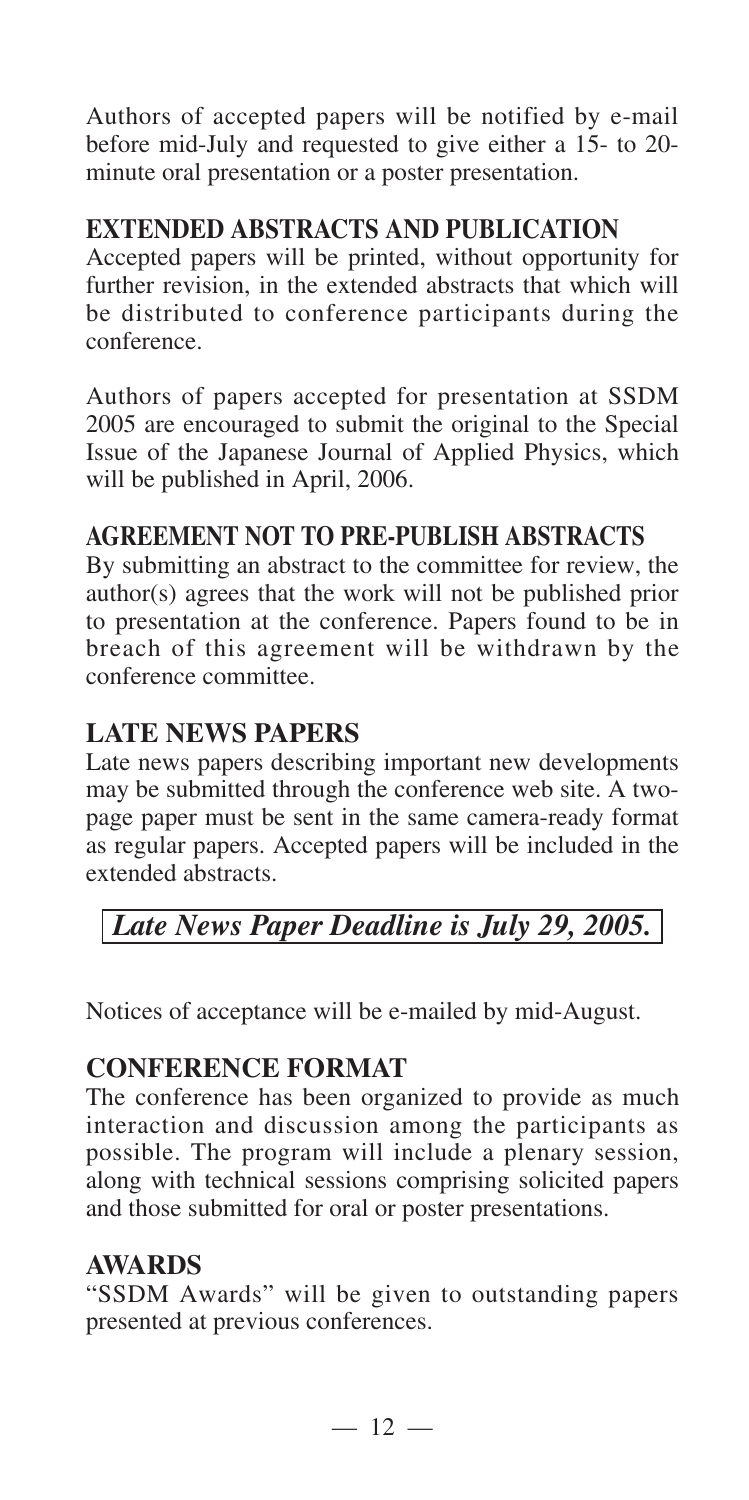Authors of accepted papers will be notified by e-mail before mid-July and requested to give either a 15- to 20-minute oral presentation or a poster presentation.

## EXTENDED ABSTRACTS AND PUBLICATION

Accepted papers will be printed, without opportunity for further revision, in the extended abstracts that which will be distributed to conference participants during the conference.

Authors of papers accepted for presentation at SSDM 2005 are encouraged to submit the original to the Special Issue of the Japanese Journal of Applied Physics, which will be published in April, 2006.

## AGREEMENT NOT TO PRE-PUBLISH ABSTRACTS

By submitting an abstract to the committee for review, the author(s) agrees that the work will not be published prior to presentation at the conference. Papers found to be in breach of this agreement will be withdrawn by the conference committee.

## LATE NEWS PAPERS

Late news papers describing important new developments may be submitted through the conference web site. A two-page paper must be sent in the same camera-ready format as regular papers. Accepted papers will be included in the extended abstracts.

***Late News Paper Deadline is July 29, 2005.***

Notices of acceptance will be e-mailed by mid-August.

## CONFERENCE FORMAT

The conference has been organized to provide as much interaction and discussion among the participants as possible. The program will include a plenary session, along with technical sessions comprising solicited papers and those submitted for oral or poster presentations.

## AWARDS

"SSDM Awards" will be given to outstanding papers presented at previous conferences.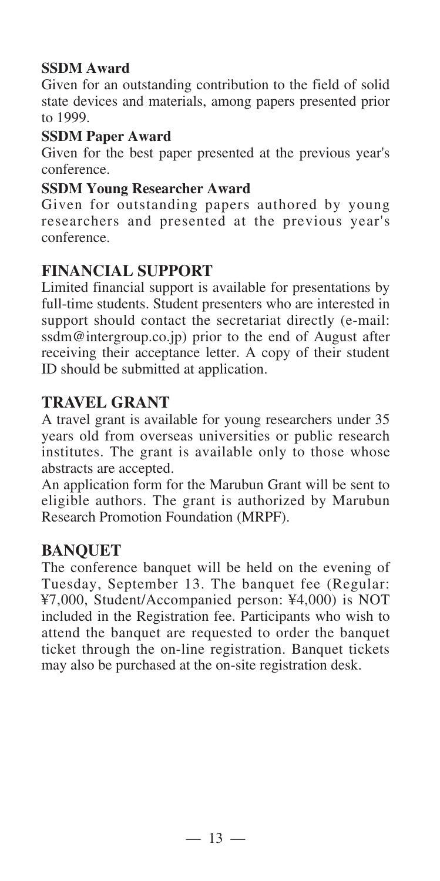**SSDM Award**

Given for an outstanding contribution to the field of solid state devices and materials, among papers presented prior to 1999.

**SSDM Paper Award**

Given for the best paper presented at the previous year's conference.

**SSDM Young Researcher Award**

Given for outstanding papers authored by young researchers and presented at the previous year's conference.

## FINANCIAL SUPPORT

Limited financial support is available for presentations by full-time students. Student presenters who are interested in support should contact the secretariat directly (e-mail: ssdm@intergroup.co.jp) prior to the end of August after receiving their acceptance letter. A copy of their student ID should be submitted at application.

## TRAVEL GRANT

A travel grant is available for young researchers under 35 years old from overseas universities or public research institutes. The grant is available only to those whose abstracts are accepted.

An application form for the Marubun Grant will be sent to eligible authors. The grant is authorized by Marubun Research Promotion Foundation (MRPF).

## BANQUET

The conference banquet will be held on the evening of Tuesday, September 13. The banquet fee (Regular: ¥7,000, Student/Accompanied person: ¥4,000) is NOT included in the Registration fee. Participants who wish to attend the banquet are requested to order the banquet ticket through the on-line registration. Banquet tickets may also be purchased at the on-site registration desk.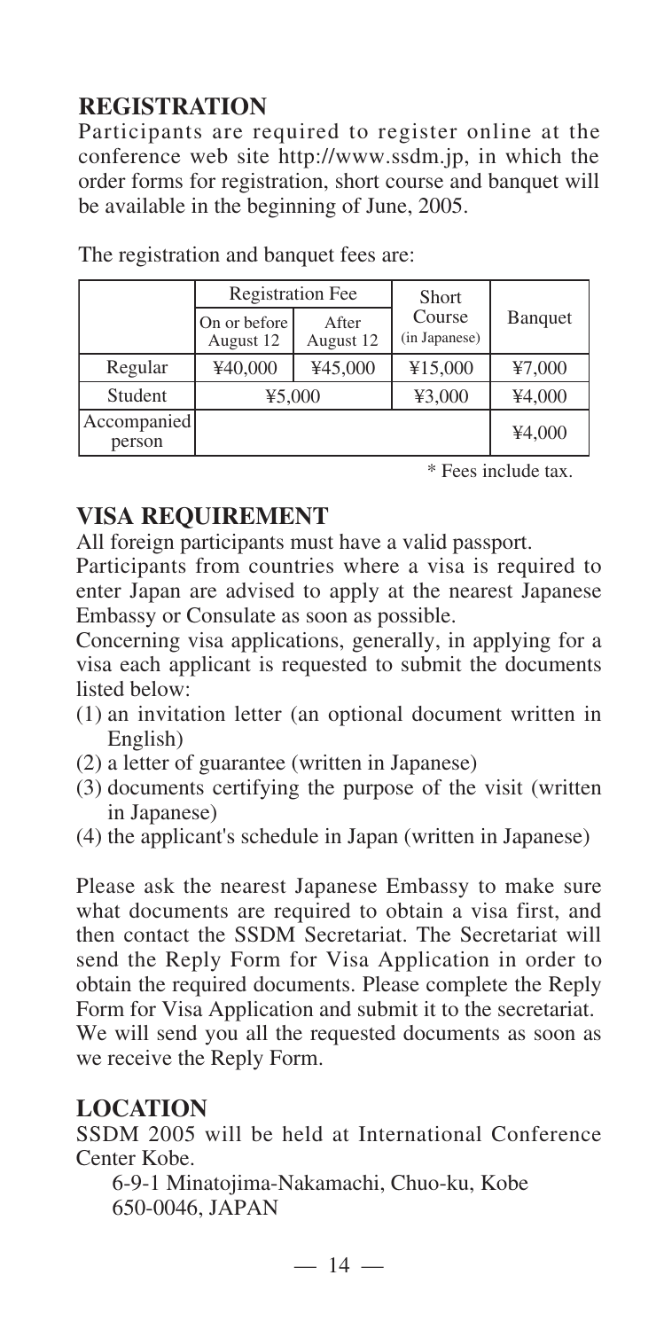## REGISTRATION

Participants are required to register online at the conference web site http://www.ssdm.jp, in which the order forms for registration, short course and banquet will be available in the beginning of June, 2005.

The registration and banquet fees are:

| | Registration Fee | | Short Course (in Japanese) | Banquet |
|---|---|---|---|---|
| | On or before August 12 | After August 12 | | |
| Regular | ¥40,000 | ¥45,000 | ¥15,000 | ¥7,000 |
| Student | ¥5,000 | | ¥3,000 | ¥4,000 |
| Accompanied person | | | | ¥4,000 |

\* Fees include tax.

## VISA REQUIREMENT

All foreign participants must have a valid passport.

Participants from countries where a visa is required to enter Japan are advised to apply at the nearest Japanese Embassy or Consulate as soon as possible.

Concerning visa applications, generally, in applying for a visa each applicant is requested to submit the documents listed below:

(1) an invitation letter (an optional document written in English)
(2) a letter of guarantee (written in Japanese)
(3) documents certifying the purpose of the visit (written in Japanese)
(4) the applicant's schedule in Japan (written in Japanese)

Please ask the nearest Japanese Embassy to make sure what documents are required to obtain a visa first, and then contact the SSDM Secretariat. The Secretariat will send the Reply Form for Visa Application in order to obtain the required documents. Please complete the Reply Form for Visa Application and submit it to the secretariat. We will send you all the requested documents as soon as we receive the Reply Form.

## LOCATION

SSDM 2005 will be held at International Conference Center Kobe.

6-9-1 Minatojima-Nakamachi, Chuo-ku, Kobe
650-0046, JAPAN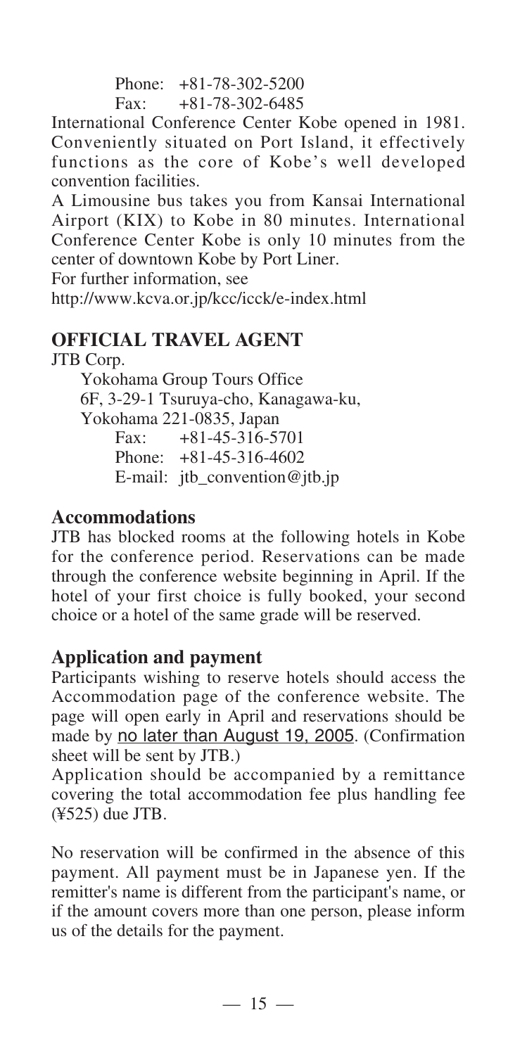Phone: +81-78-302-5200
Fax: +81-78-302-6485

International Conference Center Kobe opened in 1981. Conveniently situated on Port Island, it effectively functions as the core of Kobe's well developed convention facilities.

A Limousine bus takes you from Kansai International Airport (KIX) to Kobe in 80 minutes. International Conference Center Kobe is only 10 minutes from the center of downtown Kobe by Port Liner.

For further information, see
http://www.kcva.or.jp/kcc/icck/e-index.html

## OFFICIAL TRAVEL AGENT

JTB Corp.
Yokohama Group Tours Office
6F, 3-29-1 Tsuruya-cho, Kanagawa-ku,
Yokohama 221-0835, Japan
Fax: +81-45-316-5701
Phone: +81-45-316-4602
E-mail: jtb_convention@jtb.jp

### Accommodations

JTB has blocked rooms at the following hotels in Kobe for the conference period. Reservations can be made through the conference website beginning in April. If the hotel of your first choice is fully booked, your second choice or a hotel of the same grade will be reserved.

### Application and payment

Participants wishing to reserve hotels should access the Accommodation page of the conference website. The page will open early in April and reservations should be made by no later than August 19, 2005. (Confirmation sheet will be sent by JTB.)

Application should be accompanied by a remittance covering the total accommodation fee plus handling fee (¥525) due JTB.

No reservation will be confirmed in the absence of this payment. All payment must be in Japanese yen. If the remitter's name is different from the participant's name, or if the amount covers more than one person, please inform us of the details for the payment.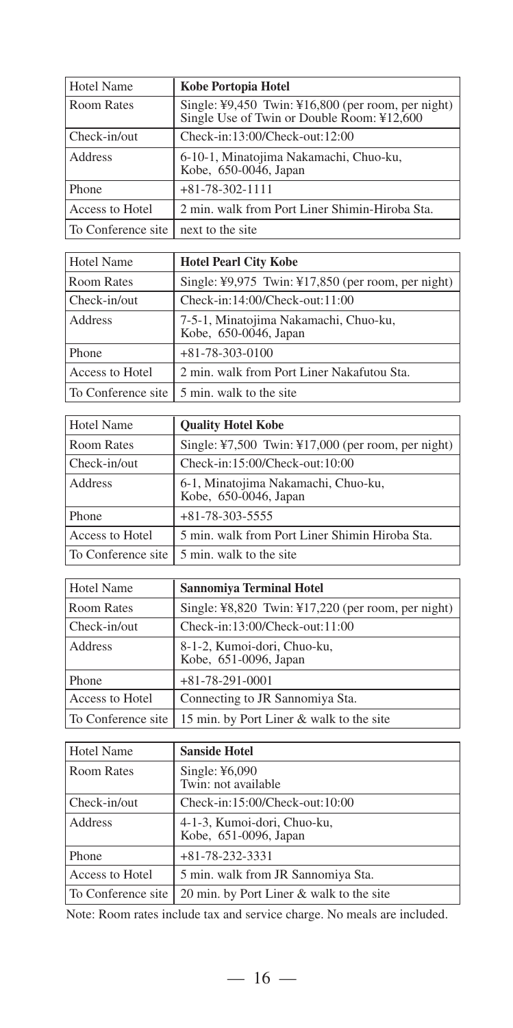| Hotel Name | **Kobe Portopia Hotel** |
|---|---|
| Room Rates | Single: ¥9,450 Twin: ¥16,800 (per room, per night)<br>Single Use of Twin or Double Room: ¥12,600 |
| Check-in/out | Check-in:13:00/Check-out:12:00 |
| Address | 6-10-1, Minatojima Nakamachi, Chuo-ku, Kobe, 650-0046, Japan |
| Phone | +81-78-302-1111 |
| Access to Hotel | 2 min. walk from Port Liner Shimin-Hiroba Sta. |
| To Conference site | next to the site |

| Hotel Name | **Hotel Pearl City Kobe** |
|---|---|
| Room Rates | Single: ¥9,975 Twin: ¥17,850 (per room, per night) |
| Check-in/out | Check-in:14:00/Check-out:11:00 |
| Address | 7-5-1, Minatojima Nakamachi, Chuo-ku, Kobe, 650-0046, Japan |
| Phone | +81-78-303-0100 |
| Access to Hotel | 2 min. walk from Port Liner Nakafutou Sta. |
| To Conference site | 5 min. walk to the site |

| Hotel Name | **Quality Hotel Kobe** |
|---|---|
| Room Rates | Single: ¥7,500 Twin: ¥17,000 (per room, per night) |
| Check-in/out | Check-in:15:00/Check-out:10:00 |
| Address | 6-1, Minatojima Nakamachi, Chuo-ku, Kobe, 650-0046, Japan |
| Phone | +81-78-303-5555 |
| Access to Hotel | 5 min. walk from Port Liner Shimin Hiroba Sta. |
| To Conference site | 5 min. walk to the site |

| Hotel Name | **Sannomiya Terminal Hotel** |
|---|---|
| Room Rates | Single: ¥8,820 Twin: ¥17,220 (per room, per night) |
| Check-in/out | Check-in:13:00/Check-out:11:00 |
| Address | 8-1-2, Kumoi-dori, Chuo-ku, Kobe, 651-0096, Japan |
| Phone | +81-78-291-0001 |
| Access to Hotel | Connecting to JR Sannomiya Sta. |
| To Conference site | 15 min. by Port Liner & walk to the site |

| Hotel Name | **Sanside Hotel** |
|---|---|
| Room Rates | Single: ¥6,090<br>Twin: not available |
| Check-in/out | Check-in:15:00/Check-out:10:00 |
| Address | 4-1-3, Kumoi-dori, Chuo-ku, Kobe, 651-0096, Japan |
| Phone | +81-78-232-3331 |
| Access to Hotel | 5 min. walk from JR Sannomiya Sta. |
| To Conference site | 20 min. by Port Liner & walk to the site |

Note: Room rates include tax and service charge. No meals are included.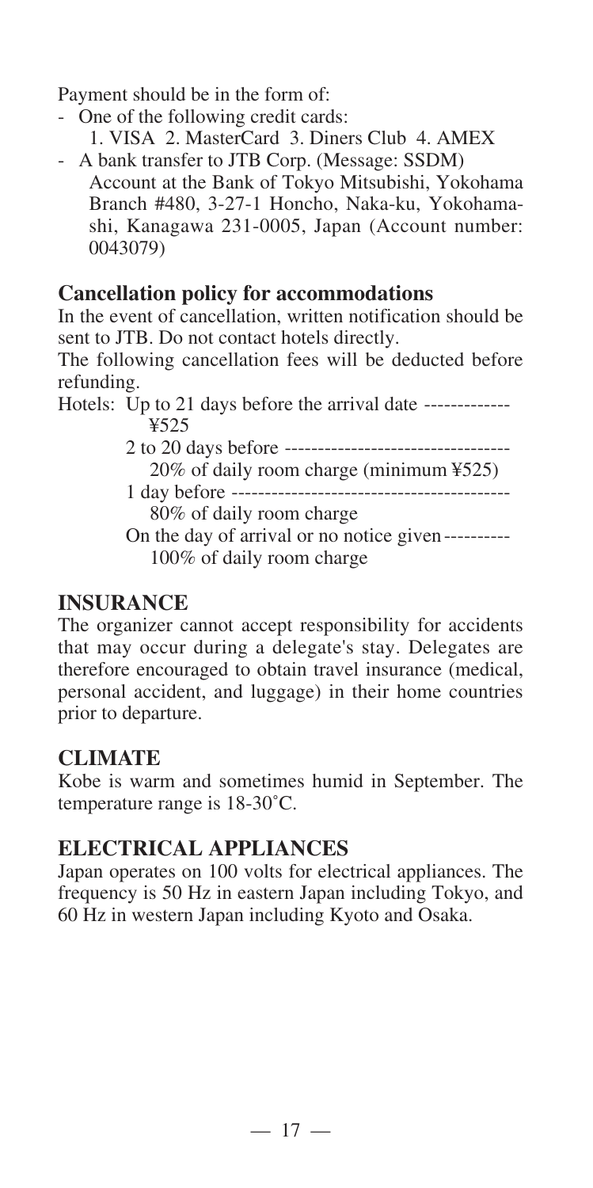Payment should be in the form of:

- One of the following credit cards:
  1. VISA 2. MasterCard 3. Diners Club 4. AMEX
- A bank transfer to JTB Corp. (Message: SSDM)
  Account at the Bank of Tokyo Mitsubishi, Yokohama Branch #480, 3-27-1 Honcho, Naka-ku, Yokohama-shi, Kanagawa 231-0005, Japan (Account number: 0043079)

### Cancellation policy for accommodations

In the event of cancellation, written notification should be sent to JTB. Do not contact hotels directly.

The following cancellation fees will be deducted before refunding.

Hotels: Up to 21 days before the arrival date ------------- ¥525

2 to 20 days before ---------------------------------- 20% of daily room charge (minimum ¥525)

1 day before ------------------------------------------ 80% of daily room charge

On the day of arrival or no notice given ---------- 100% of daily room charge

## INSURANCE

The organizer cannot accept responsibility for accidents that may occur during a delegate's stay. Delegates are therefore encouraged to obtain travel insurance (medical, personal accident, and luggage) in their home countries prior to departure.

## CLIMATE

Kobe is warm and sometimes humid in September. The temperature range is 18-30˚C.

## ELECTRICAL APPLIANCES

Japan operates on 100 volts for electrical appliances. The frequency is 50 Hz in eastern Japan including Tokyo, and 60 Hz in western Japan including Kyoto and Osaka.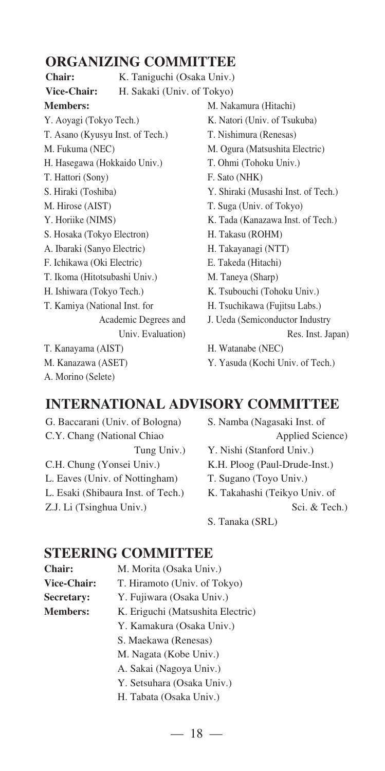## ORGANIZING COMMITTEE

**Chair:** K. Taniguchi (Osaka Univ.)

**Vice-Chair:** H. Sakaki (Univ. of Tokyo)

**Members:**

Y. Aoyagi (Tokyo Tech.)
T. Asano (Kyusyu Inst. of Tech.)
M. Fukuma (NEC)
H. Hasegawa (Hokkaido Univ.)
T. Hattori (Sony)
S. Hiraki (Toshiba)
M. Hirose (AIST)
Y. Horiike (NIMS)
S. Hosaka (Tokyo Electron)
A. Ibaraki (Sanyo Electric)
F. Ichikawa (Oki Electric)
T. Ikoma (Hitotsubashi Univ.)
H. Ishiwara (Tokyo Tech.)
T. Kamiya (National Inst. for Academic Degrees and Univ. Evaluation)
T. Kanayama (AIST)
M. Kanazawa (ASET)
A. Morino (Selete)
M. Nakamura (Hitachi)
K. Natori (Univ. of Tsukuba)
T. Nishimura (Renesas)
M. Ogura (Matsushita Electric)
T. Ohmi (Tohoku Univ.)
F. Sato (NHK)
Y. Shiraki (Musashi Inst. of Tech.)
T. Suga (Univ. of Tokyo)
K. Tada (Kanazawa Inst. of Tech.)
H. Takasu (ROHM)
H. Takayanagi (NTT)
E. Takeda (Hitachi)
M. Taneya (Sharp)
K. Tsubouchi (Tohoku Univ.)
H. Tsuchikawa (Fujitsu Labs.)
J. Ueda (Semiconductor Industry Res. Inst. Japan)
H. Watanabe (NEC)
Y. Yasuda (Kochi Univ. of Tech.)

## INTERNATIONAL ADVISORY COMMITTEE

G. Baccarani (Univ. of Bologna)
C.Y. Chang (National Chiao Tung Univ.)
C.H. Chung (Yonsei Univ.)
L. Eaves (Univ. of Nottingham)
L. Esaki (Shibaura Inst. of Tech.)
Z.J. Li (Tsinghua Univ.)
S. Namba (Nagasaki Inst. of Applied Science)
Y. Nishi (Stanford Univ.)
K.H. Ploog (Paul-Drude-Inst.)
T. Sugano (Toyo Univ.)
K. Takahashi (Teikyo Univ. of Sci. & Tech.)
S. Tanaka (SRL)

## STEERING COMMITTEE

**Chair:** M. Morita (Osaka Univ.)

**Vice-Chair:** T. Hiramoto (Univ. of Tokyo)

**Secretary:** Y. Fujiwara (Osaka Univ.)

**Members:**

K. Eriguchi (Matsushita Electric)
Y. Kamakura (Osaka Univ.)
S. Maekawa (Renesas)
M. Nagata (Kobe Univ.)
A. Sakai (Nagoya Univ.)
Y. Setsuhara (Osaka Univ.)
H. Tabata (Osaka Univ.)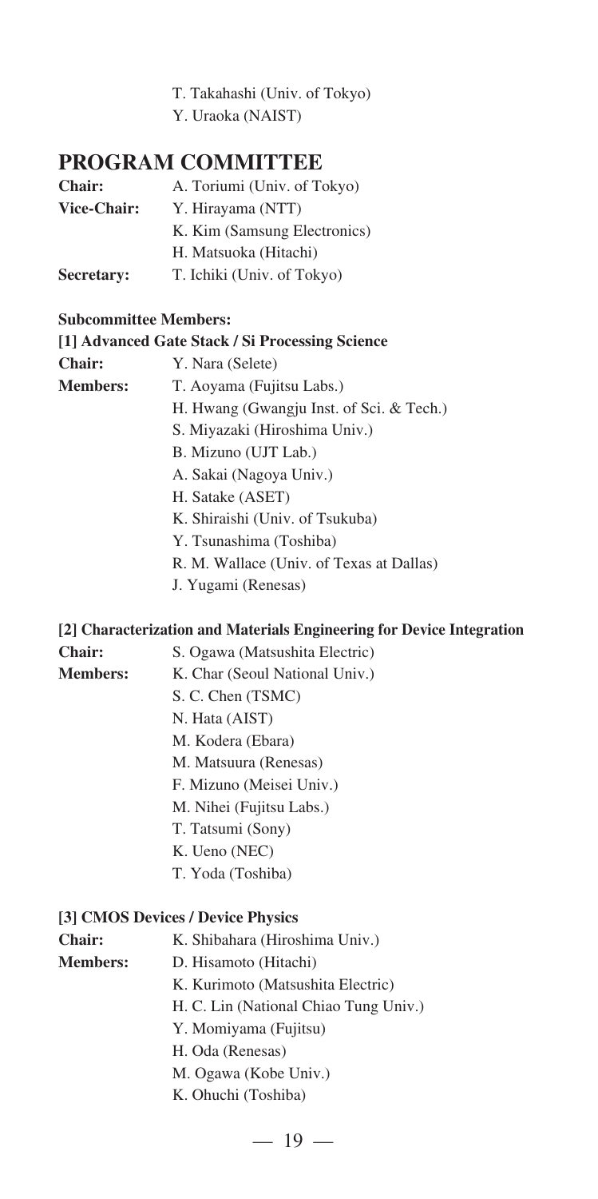T. Takahashi (Univ. of Tokyo)
Y. Uraoka (NAIST)

## PROGRAM COMMITTEE

**Chair:** A. Toriumi (Univ. of Tokyo)
**Vice-Chair:** Y. Hirayama (NTT)
K. Kim (Samsung Electronics)
H. Matsuoka (Hitachi)
**Secretary:** T. Ichiki (Univ. of Tokyo)

**Subcommittee Members:**

**[1] Advanced Gate Stack / Si Processing Science**

**Chair:** Y. Nara (Selete)
**Members:** T. Aoyama (Fujitsu Labs.)
H. Hwang (Gwangju Inst. of Sci. & Tech.)
S. Miyazaki (Hiroshima Univ.)
B. Mizuno (UJT Lab.)
A. Sakai (Nagoya Univ.)
H. Satake (ASET)
K. Shiraishi (Univ. of Tsukuba)
Y. Tsunashima (Toshiba)
R. M. Wallace (Univ. of Texas at Dallas)
J. Yugami (Renesas)

**[2] Characterization and Materials Engineering for Device Integration**

**Chair:** S. Ogawa (Matsushita Electric)
**Members:** K. Char (Seoul National Univ.)
S. C. Chen (TSMC)
N. Hata (AIST)
M. Kodera (Ebara)
M. Matsuura (Renesas)
F. Mizuno (Meisei Univ.)
M. Nihei (Fujitsu Labs.)
T. Tatsumi (Sony)
K. Ueno (NEC)
T. Yoda (Toshiba)

**[3] CMOS Devices / Device Physics**

**Chair:** K. Shibahara (Hiroshima Univ.)
**Members:** D. Hisamoto (Hitachi)
K. Kurimoto (Matsushita Electric)
H. C. Lin (National Chiao Tung Univ.)
Y. Momiyama (Fujitsu)
H. Oda (Renesas)
M. Ogawa (Kobe Univ.)
K. Ohuchi (Toshiba)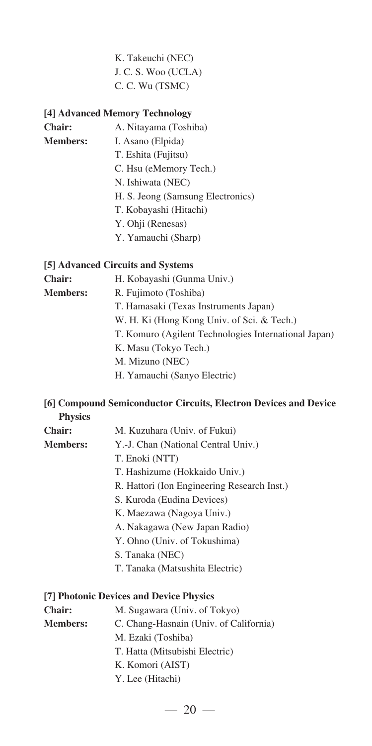K. Takeuchi (NEC)
J. C. S. Woo (UCLA)
C. C. Wu (TSMC)

### [4] Advanced Memory Technology

**Chair:** A. Nitayama (Toshiba)

**Members:**
- I. Asano (Elpida)
- T. Eshita (Fujitsu)
- C. Hsu (eMemory Tech.)
- N. Ishiwata (NEC)
- H. S. Jeong (Samsung Electronics)
- T. Kobayashi (Hitachi)
- Y. Ohji (Renesas)
- Y. Yamauchi (Sharp)

### [5] Advanced Circuits and Systems

**Chair:** H. Kobayashi (Gunma Univ.)

**Members:**
- R. Fujimoto (Toshiba)
- T. Hamasaki (Texas Instruments Japan)
- W. H. Ki (Hong Kong Univ. of Sci. & Tech.)
- T. Komuro (Agilent Technologies International Japan)
- K. Masu (Tokyo Tech.)
- M. Mizuno (NEC)
- H. Yamauchi (Sanyo Electric)

### [6] Compound Semiconductor Circuits, Electron Devices and Device Physics

**Chair:** M. Kuzuhara (Univ. of Fukui)

**Members:**
- Y.-J. Chan (National Central Univ.)
- T. Enoki (NTT)
- T. Hashizume (Hokkaido Univ.)
- R. Hattori (Ion Engineering Research Inst.)
- S. Kuroda (Eudina Devices)
- K. Maezawa (Nagoya Univ.)
- A. Nakagawa (New Japan Radio)
- Y. Ohno (Univ. of Tokushima)
- S. Tanaka (NEC)
- T. Tanaka (Matsushita Electric)

### [7] Photonic Devices and Device Physics

**Chair:** M. Sugawara (Univ. of Tokyo)

**Members:**
- C. Chang-Hasnain (Univ. of California)
- M. Ezaki (Toshiba)
- T. Hatta (Mitsubishi Electric)
- K. Komori (AIST)
- Y. Lee (Hitachi)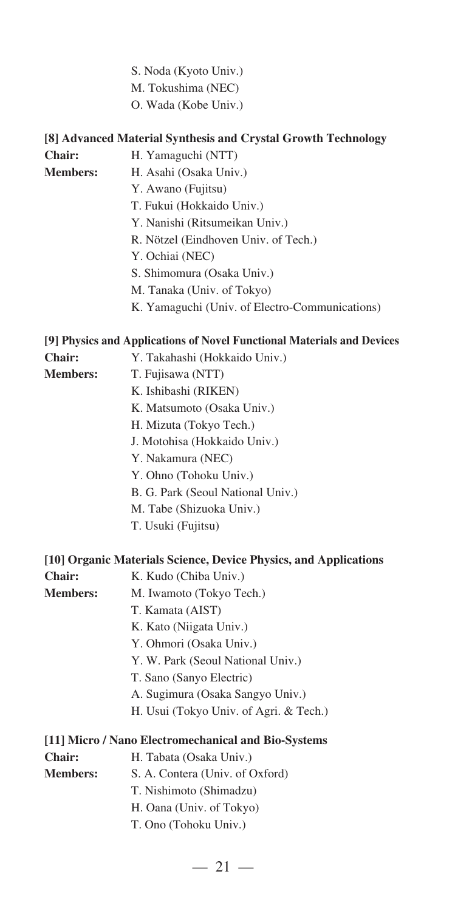S. Noda (Kyoto Univ.)
M. Tokushima (NEC)
O. Wada (Kobe Univ.)

### [8] Advanced Material Synthesis and Crystal Growth Technology

**Chair:** H. Yamaguchi (NTT)

**Members:**
H. Asahi (Osaka Univ.)
Y. Awano (Fujitsu)
T. Fukui (Hokkaido Univ.)
Y. Nanishi (Ritsumeikan Univ.)
R. Nötzel (Eindhoven Univ. of Tech.)
Y. Ochiai (NEC)
S. Shimomura (Osaka Univ.)
M. Tanaka (Univ. of Tokyo)
K. Yamaguchi (Univ. of Electro-Communications)

### [9] Physics and Applications of Novel Functional Materials and Devices

**Chair:** Y. Takahashi (Hokkaido Univ.)

**Members:**
T. Fujisawa (NTT)
K. Ishibashi (RIKEN)
K. Matsumoto (Osaka Univ.)
H. Mizuta (Tokyo Tech.)
J. Motohisa (Hokkaido Univ.)
Y. Nakamura (NEC)
Y. Ohno (Tohoku Univ.)
B. G. Park (Seoul National Univ.)
M. Tabe (Shizuoka Univ.)
T. Usuki (Fujitsu)

### [10] Organic Materials Science, Device Physics, and Applications

**Chair:** K. Kudo (Chiba Univ.)

**Members:**
M. Iwamoto (Tokyo Tech.)
T. Kamata (AIST)
K. Kato (Niigata Univ.)
Y. Ohmori (Osaka Univ.)
Y. W. Park (Seoul National Univ.)
T. Sano (Sanyo Electric)
A. Sugimura (Osaka Sangyo Univ.)
H. Usui (Tokyo Univ. of Agri. & Tech.)

### [11] Micro / Nano Electromechanical and Bio-Systems

**Chair:** H. Tabata (Osaka Univ.)

**Members:**
S. A. Contera (Univ. of Oxford)
T. Nishimoto (Shimadzu)
H. Oana (Univ. of Tokyo)
T. Ono (Tohoku Univ.)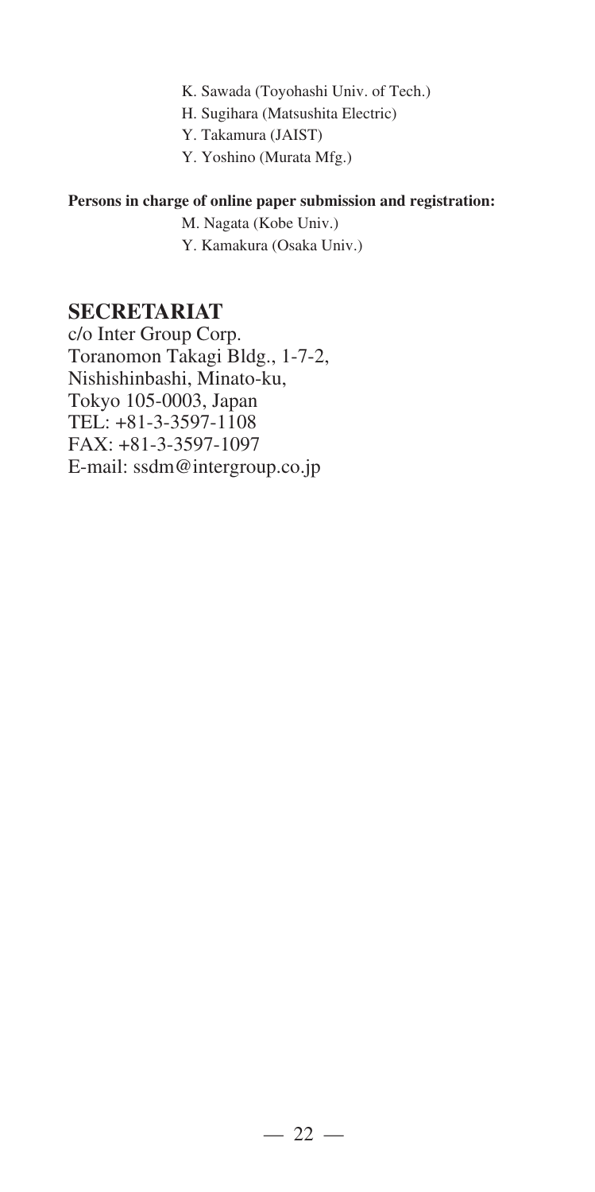K. Sawada (Toyohashi Univ. of Tech.)
H. Sugihara (Matsushita Electric)
Y. Takamura (JAIST)
Y. Yoshino (Murata Mfg.)

**Persons in charge of online paper submission and registration:**

M. Nagata (Kobe Univ.)
Y. Kamakura (Osaka Univ.)

## SECRETARIAT

c/o Inter Group Corp.
Toranomon Takagi Bldg., 1-7-2,
Nishishinbashi, Minato-ku,
Tokyo 105-0003, Japan
TEL: +81-3-3597-1108
FAX: +81-3-3597-1097
E-mail: ssdm@intergroup.co.jp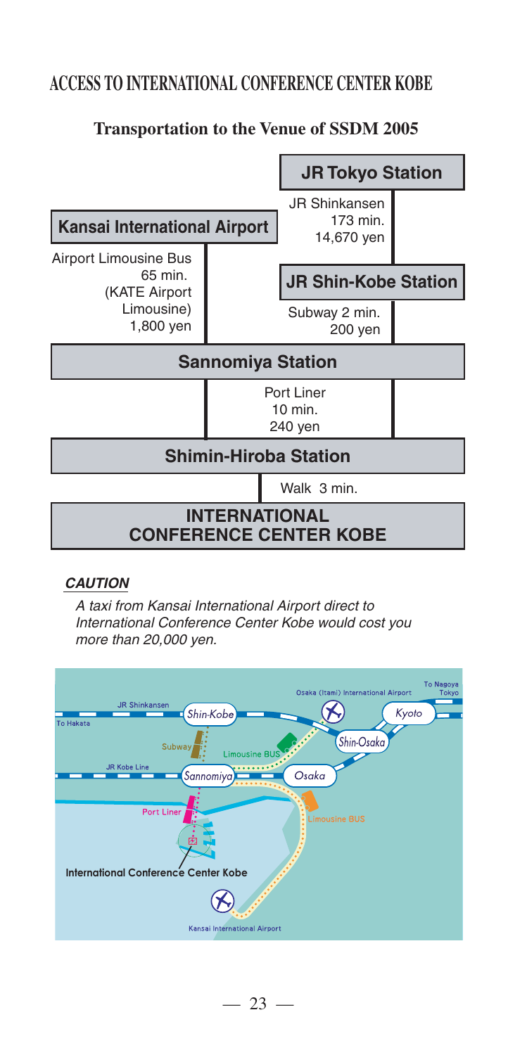# ACCESS TO INTERNATIONAL CONFERENCE CENTER KOBE

## Transportation to the Venue of SSDM 2005

**JR Tokyo Station**

JR Shinkansen
173 min.
14,670 yen

**Kansai International Airport**

Airport Limousine Bus
65 min.
(KATE Airport Limousine)
1,800 yen

**JR Shin-Kobe Station**

Subway 2 min.
200 yen

**Sannomiya Station**

Port Liner
10 min.
240 yen

**Shimin-Hiroba Station**

Walk 3 min.

**INTERNATIONAL CONFERENCE CENTER KOBE**

***CAUTION***

*A taxi from Kansai International Airport direct to International Conference Center Kobe would cost you more than 20,000 yen.*

To Nagoya
Tokyo
Osaka (Itami) International Airport
JR Shinkansen
Shin-Kobe
Kyoto
To Hakata
Shin-Osaka
Subway
Limousine BUS
JR Kobe Line
Sannomiya
Osaka
Port Liner
Limousine BUS
International Conference Center Kobe
Kansai International Airport